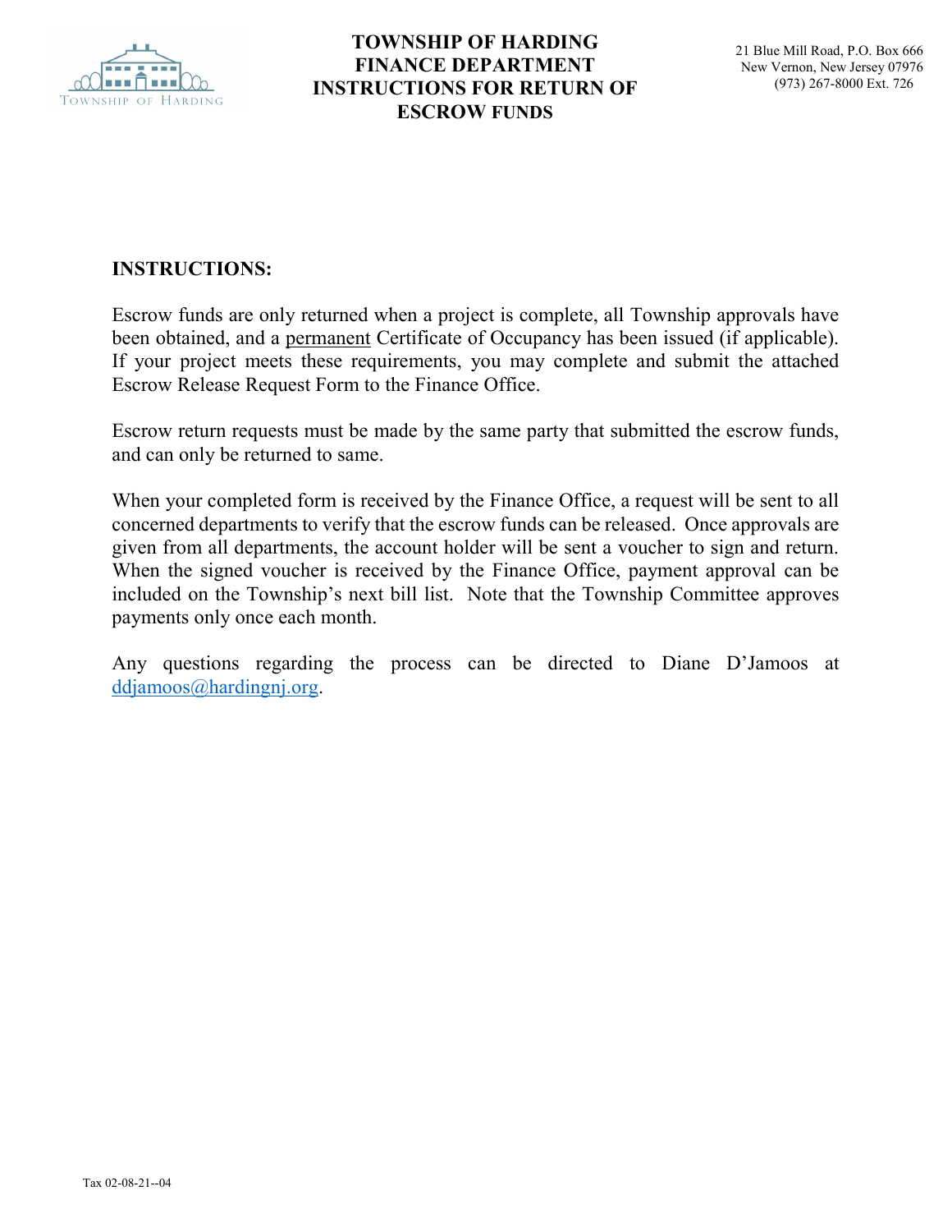# TOWNSHIP OF HARDING FINANCE DEPARTMENT INSTRUCTIONS FOR RETURN OF ESCROW FUNDS

21 Blue Mill Road, P.O. Box 666
New Vernon, New Jersey 07976
(973) 267-8000 Ext. 726

**INSTRUCTIONS:**

Escrow funds are only returned when a project is complete, all Township approvals have been obtained, and a permanent Certificate of Occupancy has been issued (if applicable). If your project meets these requirements, you may complete and submit the attached Escrow Release Request Form to the Finance Office.

Escrow return requests must be made by the same party that submitted the escrow funds, and can only be returned to same.

When your completed form is received by the Finance Office, a request will be sent to all concerned departments to verify that the escrow funds can be released. Once approvals are given from all departments, the account holder will be sent a voucher to sign and return. When the signed voucher is received by the Finance Office, payment approval can be included on the Township's next bill list. Note that the Township Committee approves payments only once each month.

Any questions regarding the process can be directed to Diane D'Jamoos at ddjamoos@hardingnj.org.

Tax 02-08-21--04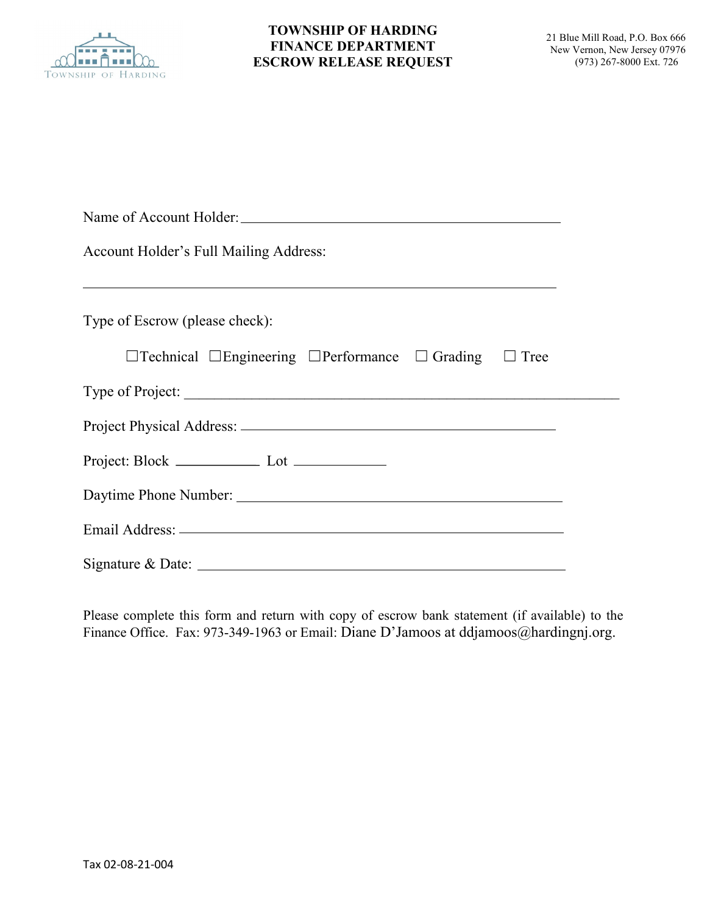# TOWNSHIP OF HARDING
## FINANCE DEPARTMENT
## ESCROW RELEASE REQUEST

Township of Harding

21 Blue Mill Road, P.O. Box 666
New Vernon, New Jersey 07976
(973) 267-8000 Ext. 726

Name of Account Holder: ______________________________________________

Account Holder's Full Mailing Address:

______________________________________________________________________

Type of Escrow (please check):

☐Technical ☐Engineering ☐Performance ☐ Grading ☐ Tree

Type of Project: ______________________________________________________________

Project Physical Address: ______________________________________________

Project: Block ____________ Lot _____________

Daytime Phone Number: _______________________________________________

Email Address: _________________________________________________________

Signature & Date: _______________________________________________________

Please complete this form and return with copy of escrow bank statement (if available) to the Finance Office. Fax: 973-349-1963 or Email: Diane D'Jamoos at ddjamoos@hardingnj.org.

Tax 02-08-21-004